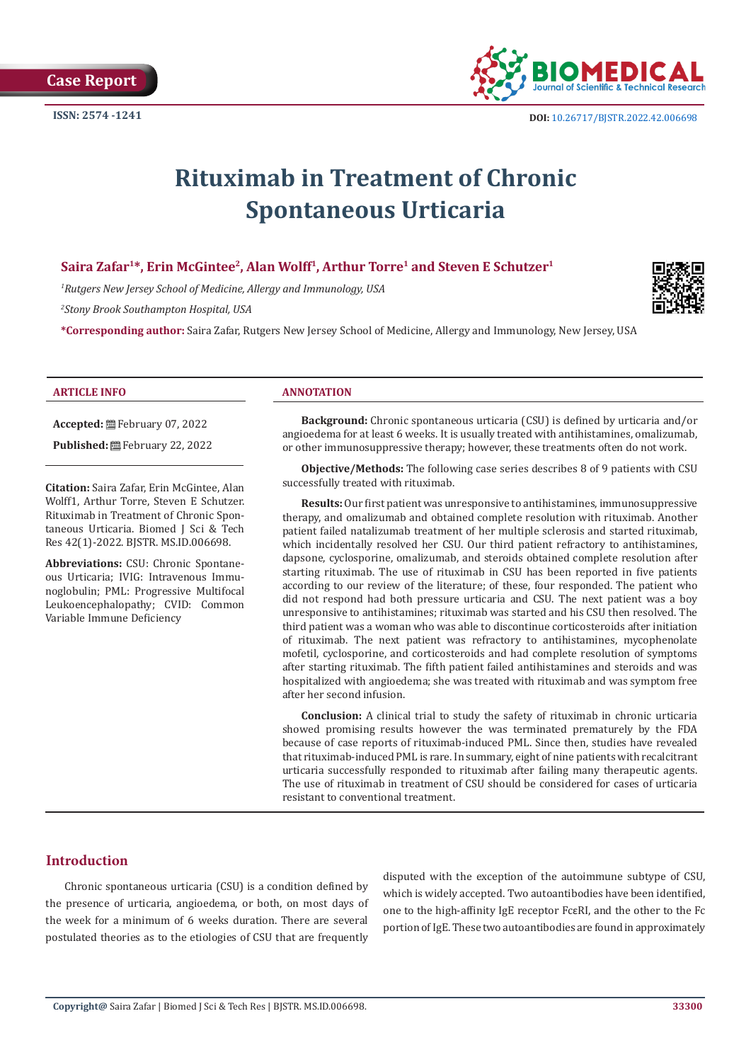Case Report

ISSN: 2574 -1241

DOI: 10.26717/BJSTR.2022.42.006698

# Rituximab in Treatment of Chronic Spontaneous Urticaria

**Saira Zafar[1]*, Erin McGintee[2], Alan Wolff[1], Arthur Torre[1] and Steven E Schutzer[1]**

[1]*Rutgers New Jersey School of Medicine, Allergy and Immunology, USA*

[2]*Stony Brook Southampton Hospital, USA*

**\*Corresponding author:** Saira Zafar, Rutgers New Jersey School of Medicine, Allergy and Immunology, New Jersey, USA

## ARTICLE INFO

**Accepted:** February 07, 2022

**Published:** February 22, 2022

**Citation:** Saira Zafar, Erin McGintee, Alan Wolff1, Arthur Torre, Steven E Schutzer. Rituximab in Treatment of Chronic Spontaneous Urticaria. Biomed J Sci & Tech Res 42(1)-2022. BJSTR. MS.ID.006698.

**Abbreviations:** CSU: Chronic Spontaneous Urticaria; IVIG: Intravenous Immunoglobulin; PML: Progressive Multifocal Leukoencephalopathy; CVID: Common Variable Immune Deficiency

## ANNOTATION

**Background:** Chronic spontaneous urticaria (CSU) is defined by urticaria and/or angioedema for at least 6 weeks. It is usually treated with antihistamines, omalizumab, or other immunosuppressive therapy; however, these treatments often do not work.

**Objective/Methods:** The following case series describes 8 of 9 patients with CSU successfully treated with rituximab.

**Results:** Our first patient was unresponsive to antihistamines, immunosuppressive therapy, and omalizumab and obtained complete resolution with rituximab. Another patient failed natalizumab treatment of her multiple sclerosis and started rituximab, which incidentally resolved her CSU. Our third patient refractory to antihistamines, dapsone, cyclosporine, omalizumab, and steroids obtained complete resolution after starting rituximab. The use of rituximab in CSU has been reported in five patients according to our review of the literature; of these, four responded. The patient who did not respond had both pressure urticaria and CSU. The next patient was a boy unresponsive to antihistamines; rituximab was started and his CSU then resolved. The third patient was a woman who was able to discontinue corticosteroids after initiation of rituximab. The next patient was refractory to antihistamines, mycophenolate mofetil, cyclosporine, and corticosteroids and had complete resolution of symptoms after starting rituximab. The fifth patient failed antihistamines and steroids and was hospitalized with angioedema; she was treated with rituximab and was symptom free after her second infusion.

**Conclusion:** A clinical trial to study the safety of rituximab in chronic urticaria showed promising results however the was terminated prematurely by the FDA because of case reports of rituximab-induced PML. Since then, studies have revealed that rituximab-induced PML is rare. In summary, eight of nine patients with recalcitrant urticaria successfully responded to rituximab after failing many therapeutic agents. The use of rituximab in treatment of CSU should be considered for cases of urticaria resistant to conventional treatment.

## Introduction

Chronic spontaneous urticaria (CSU) is a condition defined by the presence of urticaria, angioedema, or both, on most days of the week for a minimum of 6 weeks duration. There are several postulated theories as to the etiologies of CSU that are frequently disputed with the exception of the autoimmune subtype of CSU, which is widely accepted. Two autoantibodies have been identified, one to the high-affinity IgE receptor FcεRI, and the other to the Fc portion of IgE. These two autoantibodies are found in approximately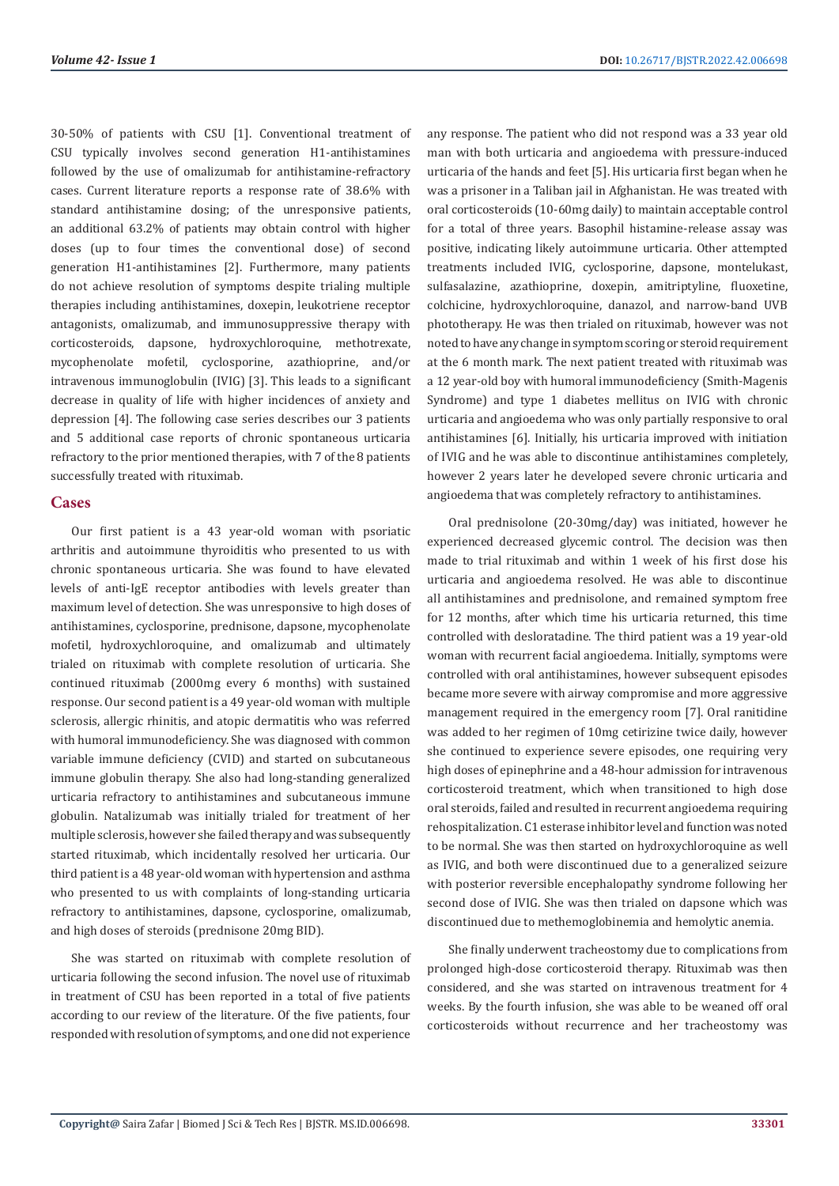30-50% of patients with CSU [1]. Conventional treatment of CSU typically involves second generation H1-antihistamines followed by the use of omalizumab for antihistamine-refractory cases. Current literature reports a response rate of 38.6% with standard antihistamine dosing; of the unresponsive patients, an additional 63.2% of patients may obtain control with higher doses (up to four times the conventional dose) of second generation H1-antihistamines [2]. Furthermore, many patients do not achieve resolution of symptoms despite trialing multiple therapies including antihistamines, doxepin, leukotriene receptor antagonists, omalizumab, and immunosuppressive therapy with corticosteroids, dapsone, hydroxychloroquine, methotrexate, mycophenolate mofetil, cyclosporine, azathioprine, and/or intravenous immunoglobulin (IVIG) [3]. This leads to a significant decrease in quality of life with higher incidences of anxiety and depression [4]. The following case series describes our 3 patients and 5 additional case reports of chronic spontaneous urticaria refractory to the prior mentioned therapies, with 7 of the 8 patients successfully treated with rituximab.

## Cases

Our first patient is a 43 year-old woman with psoriatic arthritis and autoimmune thyroiditis who presented to us with chronic spontaneous urticaria. She was found to have elevated levels of anti-IgE receptor antibodies with levels greater than maximum level of detection. She was unresponsive to high doses of antihistamines, cyclosporine, prednisone, dapsone, mycophenolate mofetil, hydroxychloroquine, and omalizumab and ultimately trialed on rituximab with complete resolution of urticaria. She continued rituximab (2000mg every 6 months) with sustained response. Our second patient is a 49 year-old woman with multiple sclerosis, allergic rhinitis, and atopic dermatitis who was referred with humoral immunodeficiency. She was diagnosed with common variable immune deficiency (CVID) and started on subcutaneous immune globulin therapy. She also had long-standing generalized urticaria refractory to antihistamines and subcutaneous immune globulin. Natalizumab was initially trialed for treatment of her multiple sclerosis, however she failed therapy and was subsequently started rituximab, which incidentally resolved her urticaria. Our third patient is a 48 year-old woman with hypertension and asthma who presented to us with complaints of long-standing urticaria refractory to antihistamines, dapsone, cyclosporine, omalizumab, and high doses of steroids (prednisone 20mg BID).

She was started on rituximab with complete resolution of urticaria following the second infusion. The novel use of rituximab in treatment of CSU has been reported in a total of five patients according to our review of the literature. Of the five patients, four responded with resolution of symptoms, and one did not experience any response. The patient who did not respond was a 33 year old man with both urticaria and angioedema with pressure-induced urticaria of the hands and feet [5]. His urticaria first began when he was a prisoner in a Taliban jail in Afghanistan. He was treated with oral corticosteroids (10-60mg daily) to maintain acceptable control for a total of three years. Basophil histamine-release assay was positive, indicating likely autoimmune urticaria. Other attempted treatments included IVIG, cyclosporine, dapsone, montelukast, sulfasalazine, azathioprine, doxepin, amitriptyline, fluoxetine, colchicine, hydroxychloroquine, danazol, and narrow-band UVB phototherapy. He was then trialed on rituximab, however was not noted to have any change in symptom scoring or steroid requirement at the 6 month mark. The next patient treated with rituximab was a 12 year-old boy with humoral immunodeficiency (Smith-Magenis Syndrome) and type 1 diabetes mellitus on IVIG with chronic urticaria and angioedema who was only partially responsive to oral antihistamines [6]. Initially, his urticaria improved with initiation of IVIG and he was able to discontinue antihistamines completely, however 2 years later he developed severe chronic urticaria and angioedema that was completely refractory to antihistamines.

Oral prednisolone (20-30mg/day) was initiated, however he experienced decreased glycemic control. The decision was then made to trial rituximab and within 1 week of his first dose his urticaria and angioedema resolved. He was able to discontinue all antihistamines and prednisolone, and remained symptom free for 12 months, after which time his urticaria returned, this time controlled with desloratadine. The third patient was a 19 year-old woman with recurrent facial angioedema. Initially, symptoms were controlled with oral antihistamines, however subsequent episodes became more severe with airway compromise and more aggressive management required in the emergency room [7]. Oral ranitidine was added to her regimen of 10mg cetirizine twice daily, however she continued to experience severe episodes, one requiring very high doses of epinephrine and a 48-hour admission for intravenous corticosteroid treatment, which when transitioned to high dose oral steroids, failed and resulted in recurrent angioedema requiring rehospitalization. C1 esterase inhibitor level and function was noted to be normal. She was then started on hydroxychloroquine as well as IVIG, and both were discontinued due to a generalized seizure with posterior reversible encephalopathy syndrome following her second dose of IVIG. She was then trialed on dapsone which was discontinued due to methemoglobinemia and hemolytic anemia.

She finally underwent tracheostomy due to complications from prolonged high-dose corticosteroid therapy. Rituximab was then considered, and she was started on intravenous treatment for 4 weeks. By the fourth infusion, she was able to be weaned off oral corticosteroids without recurrence and her tracheostomy was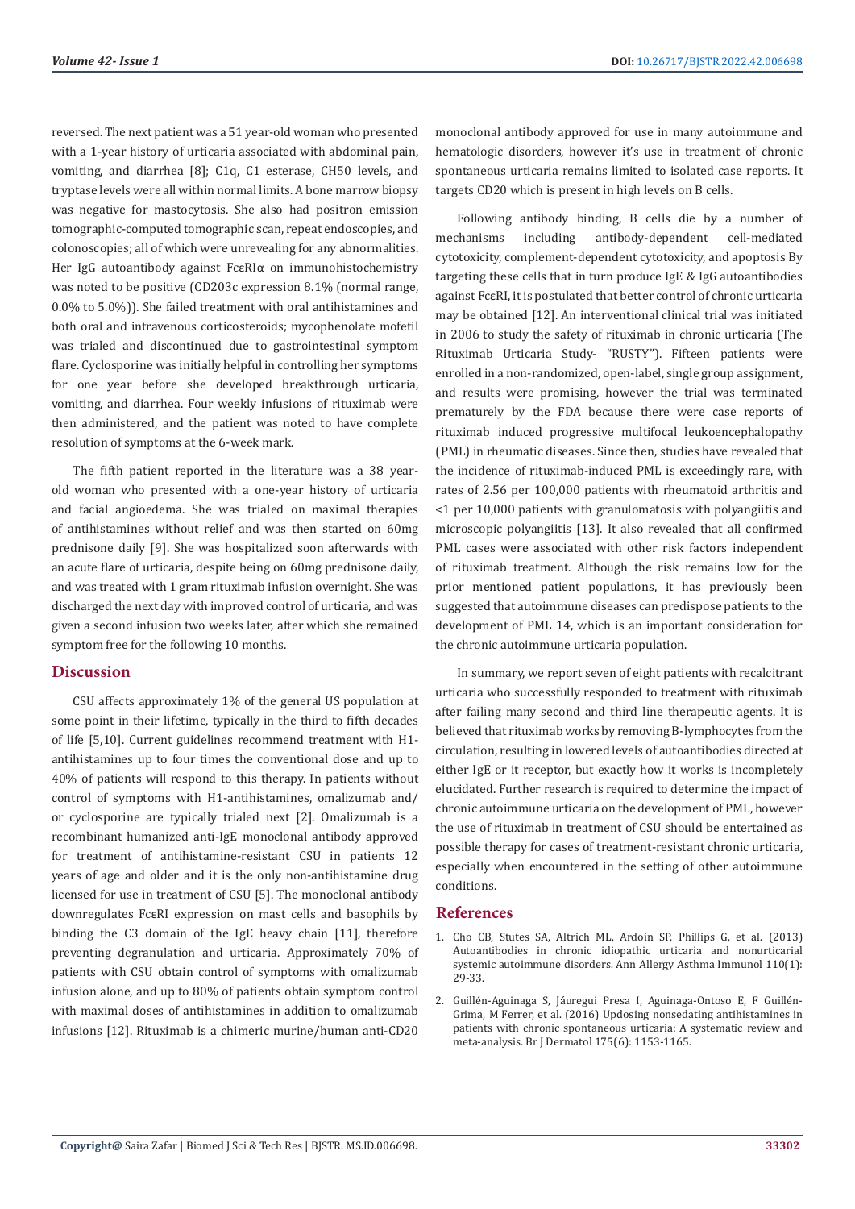reversed. The next patient was a 51 year-old woman who presented with a 1-year history of urticaria associated with abdominal pain, vomiting, and diarrhea [8]; C1q, C1 esterase, CH50 levels, and tryptase levels were all within normal limits. A bone marrow biopsy was negative for mastocytosis. She also had positron emission tomographic-computed tomographic scan, repeat endoscopies, and colonoscopies; all of which were unrevealing for any abnormalities. Her IgG autoantibody against FcεRIα on immunohistochemistry was noted to be positive (CD203c expression 8.1% (normal range, 0.0% to 5.0%)). She failed treatment with oral antihistamines and both oral and intravenous corticosteroids; mycophenolate mofetil was trialed and discontinued due to gastrointestinal symptom flare. Cyclosporine was initially helpful in controlling her symptoms for one year before she developed breakthrough urticaria, vomiting, and diarrhea. Four weekly infusions of rituximab were then administered, and the patient was noted to have complete resolution of symptoms at the 6-week mark.

The fifth patient reported in the literature was a 38 year-old woman who presented with a one-year history of urticaria and facial angioedema. She was trialed on maximal therapies of antihistamines without relief and was then started on 60mg prednisone daily [9]. She was hospitalized soon afterwards with an acute flare of urticaria, despite being on 60mg prednisone daily, and was treated with 1 gram rituximab infusion overnight. She was discharged the next day with improved control of urticaria, and was given a second infusion two weeks later, after which she remained symptom free for the following 10 months.

## Discussion

CSU affects approximately 1% of the general US population at some point in their lifetime, typically in the third to fifth decades of life [5,10]. Current guidelines recommend treatment with H1-antihistamines up to four times the conventional dose and up to 40% of patients will respond to this therapy. In patients without control of symptoms with H1-antihistamines, omalizumab and/or cyclosporine are typically trialed next [2]. Omalizumab is a recombinant humanized anti-IgE monoclonal antibody approved for treatment of antihistamine-resistant CSU in patients 12 years of age and older and it is the only non-antihistamine drug licensed for use in treatment of CSU [5]. The monoclonal antibody downregulates FcεRI expression on mast cells and basophils by binding the C3 domain of the IgE heavy chain [11], therefore preventing degranulation and urticaria. Approximately 70% of patients with CSU obtain control of symptoms with omalizumab infusion alone, and up to 80% of patients obtain symptom control with maximal doses of antihistamines in addition to omalizumab infusions [12]. Rituximab is a chimeric murine/human anti-CD20 monoclonal antibody approved for use in many autoimmune and hematologic disorders, however it's use in treatment of chronic spontaneous urticaria remains limited to isolated case reports. It targets CD20 which is present in high levels on B cells.

Following antibody binding, B cells die by a number of mechanisms including antibody-dependent cell-mediated cytotoxicity, complement-dependent cytotoxicity, and apoptosis By targeting these cells that in turn produce IgE & IgG autoantibodies against FcεRI, it is postulated that better control of chronic urticaria may be obtained [12]. An interventional clinical trial was initiated in 2006 to study the safety of rituximab in chronic urticaria (The Rituximab Urticaria Study- "RUSTY"). Fifteen patients were enrolled in a non-randomized, open-label, single group assignment, and results were promising, however the trial was terminated prematurely by the FDA because there were case reports of rituximab induced progressive multifocal leukoencephalopathy (PML) in rheumatic diseases. Since then, studies have revealed that the incidence of rituximab-induced PML is exceedingly rare, with rates of 2.56 per 100,000 patients with rheumatoid arthritis and <1 per 10,000 patients with granulomatosis with polyangiitis and microscopic polyangiitis [13]. It also revealed that all confirmed PML cases were associated with other risk factors independent of rituximab treatment. Although the risk remains low for the prior mentioned patient populations, it has previously been suggested that autoimmune diseases can predispose patients to the development of PML 14, which is an important consideration for the chronic autoimmune urticaria population.

In summary, we report seven of eight patients with recalcitrant urticaria who successfully responded to treatment with rituximab after failing many second and third line therapeutic agents. It is believed that rituximab works by removing B-lymphocytes from the circulation, resulting in lowered levels of autoantibodies directed at either IgE or it receptor, but exactly how it works is incompletely elucidated. Further research is required to determine the impact of chronic autoimmune urticaria on the development of PML, however the use of rituximab in treatment of CSU should be entertained as possible therapy for cases of treatment-resistant chronic urticaria, especially when encountered in the setting of other autoimmune conditions.

## References

1. Cho CB, Stutes SA, Altrich ML, Ardoin SP, Phillips G, et al. (2013) Autoantibodies in chronic idiopathic urticaria and nonurticarial systemic autoimmune disorders. Ann Allergy Asthma Immunol 110(1): 29-33.
2. Guillén-Aguinaga S, Jáuregui Presa I, Aguinaga-Ontoso E, F Guillén-Grima, M Ferrer, et al. (2016) Updosing nonsedating antihistamines in patients with chronic spontaneous urticaria: A systematic review and meta-analysis. Br J Dermatol 175(6): 1153-1165.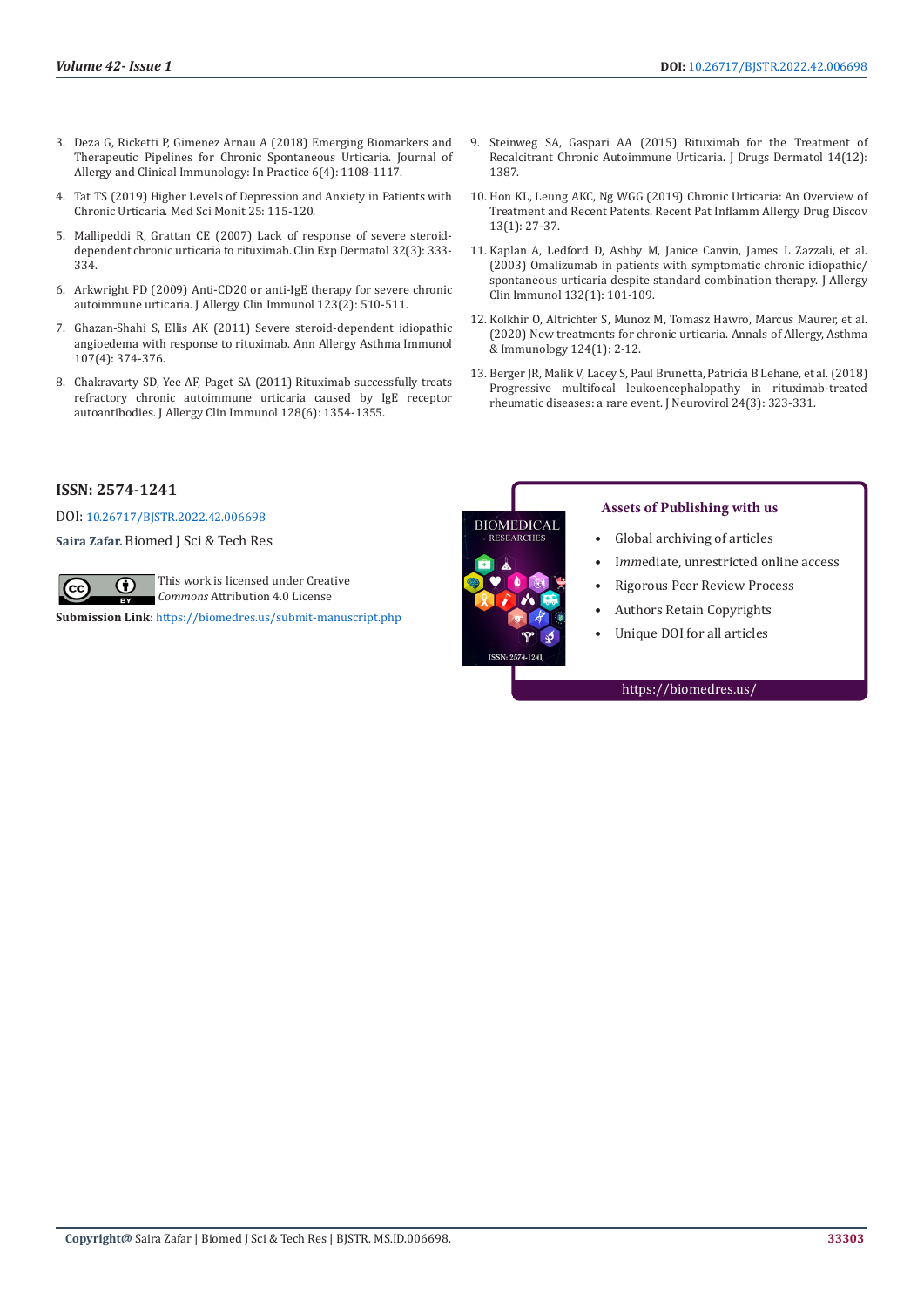3. Deza G, Ricketti P, Gimenez Arnau A (2018) Emerging Biomarkers and Therapeutic Pipelines for Chronic Spontaneous Urticaria. Journal of Allergy and Clinical Immunology: In Practice 6(4): 1108-1117.
4. Tat TS (2019) Higher Levels of Depression and Anxiety in Patients with Chronic Urticaria. Med Sci Monit 25: 115-120.
5. Mallipeddi R, Grattan CE (2007) Lack of response of severe steroid-dependent chronic urticaria to rituximab. Clin Exp Dermatol 32(3): 333-334.
6. Arkwright PD (2009) Anti-CD20 or anti-IgE therapy for severe chronic autoimmune urticaria. J Allergy Clin Immunol 123(2): 510-511.
7. Ghazan-Shahi S, Ellis AK (2011) Severe steroid-dependent idiopathic angioedema with response to rituximab. Ann Allergy Asthma Immunol 107(4): 374-376.
8. Chakravarty SD, Yee AF, Paget SA (2011) Rituximab successfully treats refractory chronic autoimmune urticaria caused by IgE receptor autoantibodies. J Allergy Clin Immunol 128(6): 1354-1355.
9. Steinweg SA, Gaspari AA (2015) Rituximab for the Treatment of Recalcitrant Chronic Autoimmune Urticaria. J Drugs Dermatol 14(12): 1387.
10. Hon KL, Leung AKC, Ng WGG (2019) Chronic Urticaria: An Overview of Treatment and Recent Patents. Recent Pat Inflamm Allergy Drug Discov 13(1): 27-37.
11. Kaplan A, Ledford D, Ashby M, Janice Canvin, James L Zazzali, et al. (2003) Omalizumab in patients with symptomatic chronic idiopathic/spontaneous urticaria despite standard combination therapy. J Allergy Clin Immunol 132(1): 101-109.
12. Kolkhir O, Altrichter S, Munoz M, Tomasz Hawro, Marcus Maurer, et al. (2020) New treatments for chronic urticaria. Annals of Allergy, Asthma & Immunology 124(1): 2-12.
13. Berger JR, Malik V, Lacey S, Paul Brunetta, Patricia B Lehane, et al. (2018) Progressive multifocal leukoencephalopathy in rituximab-treated rheumatic diseases: a rare event. J Neurovirol 24(3): 323-331.

**ISSN: 2574-1241**

DOI: 10.26717/BJSTR.2022.42.006698

**Saira Zafar.** Biomed J Sci & Tech Res

This work is licensed under Creative *Commons* Attribution 4.0 License

**Submission Link**: https://biomedres.us/submit-manuscript.php

**Assets of Publishing with us**

- Global archiving of articles
- Immediate, unrestricted online access
- Rigorous Peer Review Process
- Authors Retain Copyrights
- Unique DOI for all articles

https://biomedres.us/